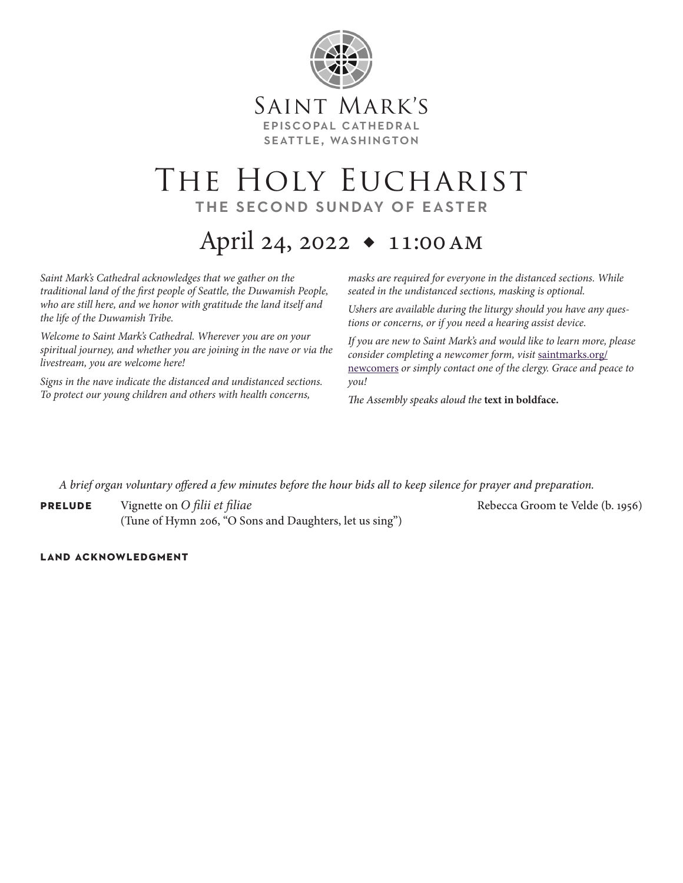# Saint Mark's

**EPISCOPAL CATHEDRAL**
**SEATTLE, WASHINGTON**

# The Holy Eucharist

## THE SECOND SUNDAY OF EASTER

## April 24, 2022 ◆ 11:00 AM

*Saint Mark's Cathedral acknowledges that we gather on the traditional land of the first people of Seattle, the Duwamish People, who are still here, and we honor with gratitude the land itself and the life of the Duwamish Tribe.*

*Welcome to Saint Mark's Cathedral. Wherever you are on your spiritual journey, and whether you are joining in the nave or via the livestream, you are welcome here!*

*Signs in the nave indicate the distanced and undistanced sections. To protect our young children and others with health concerns, masks are required for everyone in the distanced sections. While seated in the undistanced sections, masking is optional.*

*Ushers are available during the liturgy should you have any questions or concerns, or if you need a hearing assist device.*

*If you are new to Saint Mark's and would like to learn more, please consider completing a newcomer form, visit* saintmarks.org/newcomers *or simply contact one of the clergy. Grace and peace to you!*

*The Assembly speaks aloud the* **text in boldface.**

*A brief organ voluntary offered a few minutes before the hour bids all to keep silence for prayer and preparation.*

**PRELUDE** Vignette on *O filii et filiae* — Rebecca Groom te Velde (b. 1956)
(Tune of Hymn 206, "O Sons and Daughters, let us sing")

**LAND ACKNOWLEDGMENT**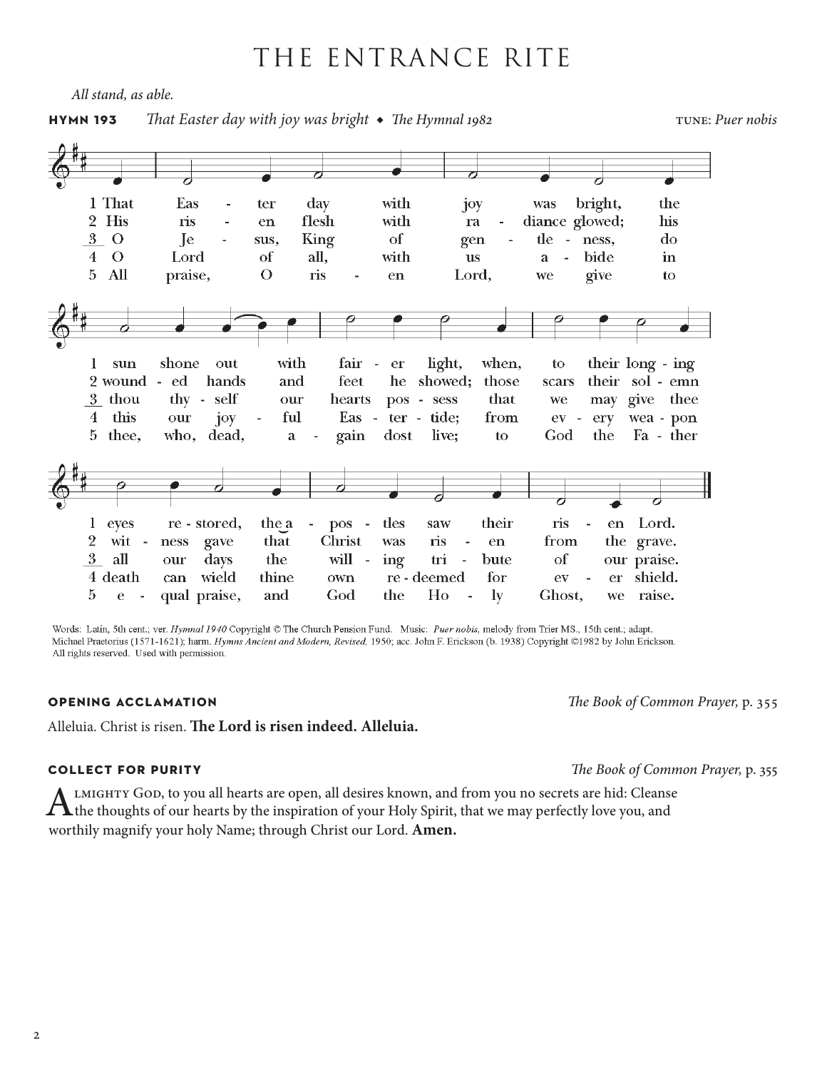# THE ENTRANCE RITE

*All stand, as able.*

**HYMN 193** *That Easter day with joy was bright* ◆ *The Hymnal 1982* TUNE: *Puer nobis*

1 That Eas - ter day with joy was bright, the sun shone out with fair - er light, when, to their long - ing eyes re - stored, the a - pos - tles saw their ris - en Lord.

2 His ris - en flesh with ra - diance glowed; his wound - ed hands and feet he showed; those scars their sol - emn wit - ness gave that Christ was ris - en from the grave.

3 O Je - sus, King of gen - tle - ness, do thou thy - self our hearts pos - sess that we may give thee all our days the will - ing tri - bute of our praise.

4 O Lord of all, with us a - bide in this our joy - ful Eas - ter - tide; from ev - ery wea - pon death can wield thine own re - deemed for ev - er shield.

5 All praise, O ris - en Lord, we give to thee, who, dead, a - gain dost live; to God the Fa - ther e - qual praise, and God the Ho - ly Ghost, we raise.

Words: Latin, 5th cent.; ver. *Hymnal 1940* Copyright © The Church Pension Fund. Music: *Puer nobis,* melody from Trier MS., 15th cent.; adapt. Michael Praetorius (1571-1621); harm. *Hymns Ancient and Modern, Revised,* 1950; acc. John F. Erickson (b. 1938) Copyright ©1982 by John Erickson. All rights reserved. Used with permission.

**OPENING ACCLAMATION** *The Book of Common Prayer,* p. 355

Alleluia. Christ is risen. **The Lord is risen indeed. Alleluia.**

**COLLECT FOR PURITY** *The Book of Common Prayer,* p. 355

Almighty God, to you all hearts are open, all desires known, and from you no secrets are hid: Cleanse the thoughts of our hearts by the inspiration of your Holy Spirit, that we may perfectly love you, and worthily magnify your holy Name; through Christ our Lord. **Amen.**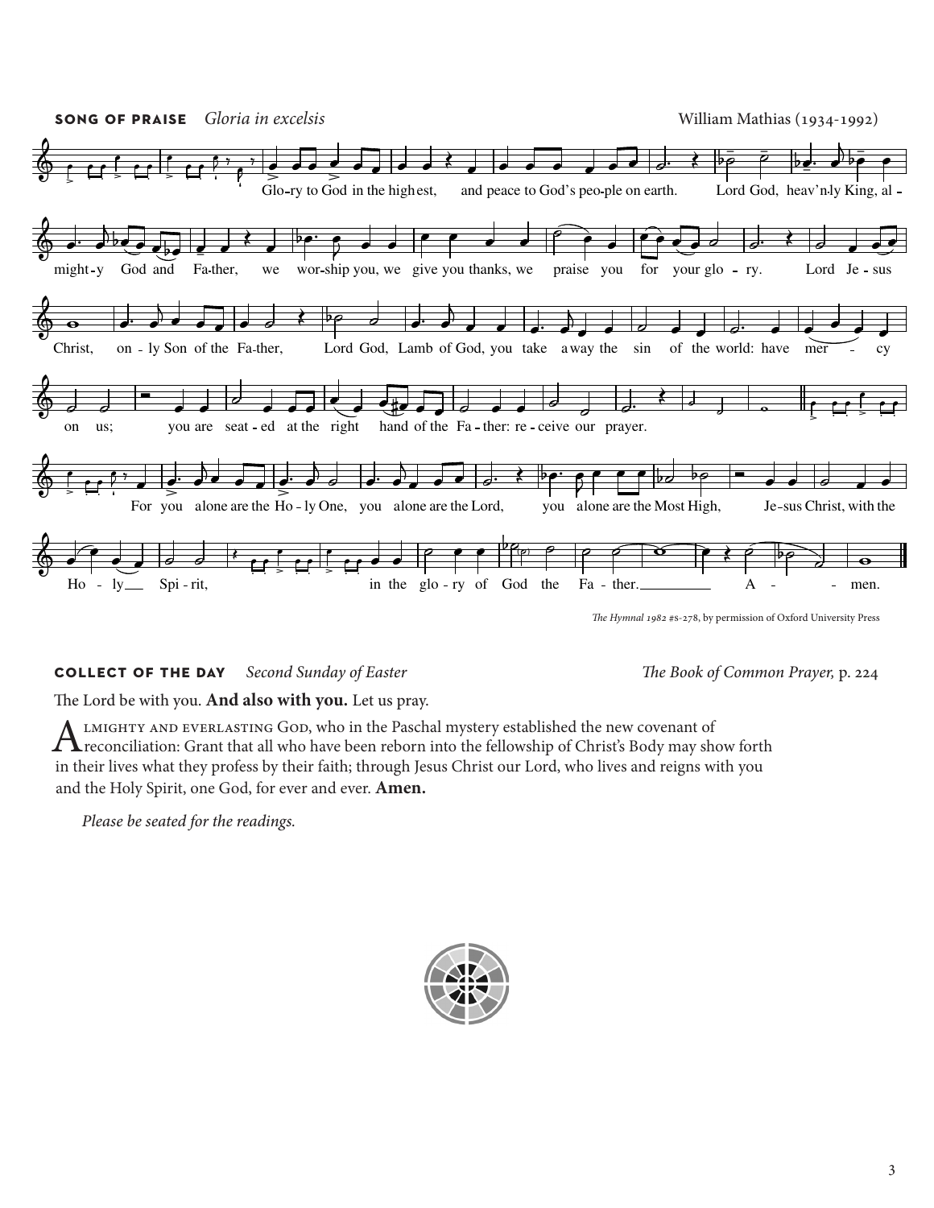**SONG OF PRAISE** *Gloria in excelsis* — William Mathias (1934-1992)

Glo-ry to God in the highest, and peace to God's peo-ple on earth. Lord God, heav'n-ly King, al-might-y God and Fa-ther, we wor-ship you, we give you thanks, we praise you for your glo-ry. Lord Je-sus Christ, on-ly Son of the Fa-ther, Lord God, Lamb of God, you take a-way the sin of the world: have mer-cy on us; you are seat-ed at the right hand of the Fa-ther: re-ceive our prayer.

For you alone are the Ho-ly One, you alone are the Lord, you alone are the Most High, Je-sus Christ, with the Ho-ly Spi-rit, in the glo-ry of God the Fa-ther. A-men.

*The Hymnal 1982* #s-278, by permission of Oxford University Press

**COLLECT OF THE DAY** *Second Sunday of Easter* — *The Book of Common Prayer,* p. 224

The Lord be with you. **And also with you.** Let us pray.

Almighty and everlasting God, who in the Paschal mystery established the new covenant of reconciliation: Grant that all who have been reborn into the fellowship of Christ's Body may show forth in their lives what they profess by their faith; through Jesus Christ our Lord, who lives and reigns with you and the Holy Spirit, one God, for ever and ever. **Amen.**

*Please be seated for the readings.*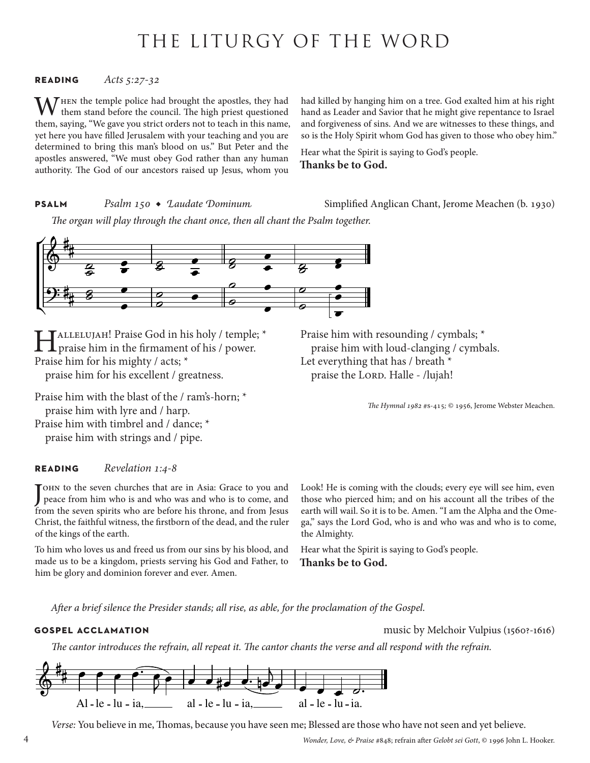# THE LITURGY OF THE WORD

**READING** *Acts 5:27-32*

When the temple police had brought the apostles, they had them stand before the council. The high priest questioned them, saying, "We gave you strict orders not to teach in this name, yet here you have filled Jerusalem with your teaching and you are determined to bring this man's blood on us." But Peter and the apostles answered, "We must obey God rather than any human authority. The God of our ancestors raised up Jesus, whom you had killed by hanging him on a tree. God exalted him at his right hand as Leader and Savior that he might give repentance to Israel and forgiveness of sins. And we are witnesses to these things, and so is the Holy Spirit whom God has given to those who obey him."

Hear what the Spirit is saying to God's people.
**Thanks be to God.**

**PSALM** *Psalm 150 ◆ Laudate Dominum* Simplified Anglican Chant, Jerome Meachen (b. 1930)

*The organ will play through the chant once, then all chant the Psalm together.*

Hallelujah! Praise God in his holy / temple; *
  praise him in the firmament of his / power.
Praise him for his mighty / acts; *
  praise him for his excellent / greatness.

Praise him with the blast of the / ram's-horn; *
  praise him with lyre and / harp.
Praise him with timbrel and / dance; *
  praise him with strings and / pipe.

Praise him with resounding / cymbals; *
  praise him with loud-clanging / cymbals.
Let everything that has / breath *
  praise the Lord. Halle - /lujah!

*The Hymnal 1982* #s-415; © 1956, Jerome Webster Meachen.

**READING** *Revelation 1:4-8*

John to the seven churches that are in Asia: Grace to you and peace from him who is and who was and who is to come, and from the seven spirits who are before his throne, and from Jesus Christ, the faithful witness, the firstborn of the dead, and the ruler of the kings of the earth.

To him who loves us and freed us from our sins by his blood, and made us to be a kingdom, priests serving his God and Father, to him be glory and dominion forever and ever. Amen.

Look! He is coming with the clouds; every eye will see him, even those who pierced him; and on his account all the tribes of the earth will wail. So it is to be. Amen. "I am the Alpha and the Omega," says the Lord God, who is and who was and who is to come, the Almighty.

Hear what the Spirit is saying to God's people.
**Thanks be to God.**

*After a brief silence the Presider stands; all rise, as able, for the proclamation of the Gospel.*

**GOSPEL ACCLAMATION** music by Melchoir Vulpius (1560?-1616)

*The cantor introduces the refrain, all repeat it. The cantor chants the verse and all respond with the refrain.*

Al - le - lu - ia, al - le - lu - ia, al - le - lu - ia.

*Verse:* You believe in me, Thomas, because you have seen me; Blessed are those who have not seen and yet believe.

*Wonder, Love, & Praise* #848; refrain after *Gelobt sei Gott*, © 1996 John L. Hooker.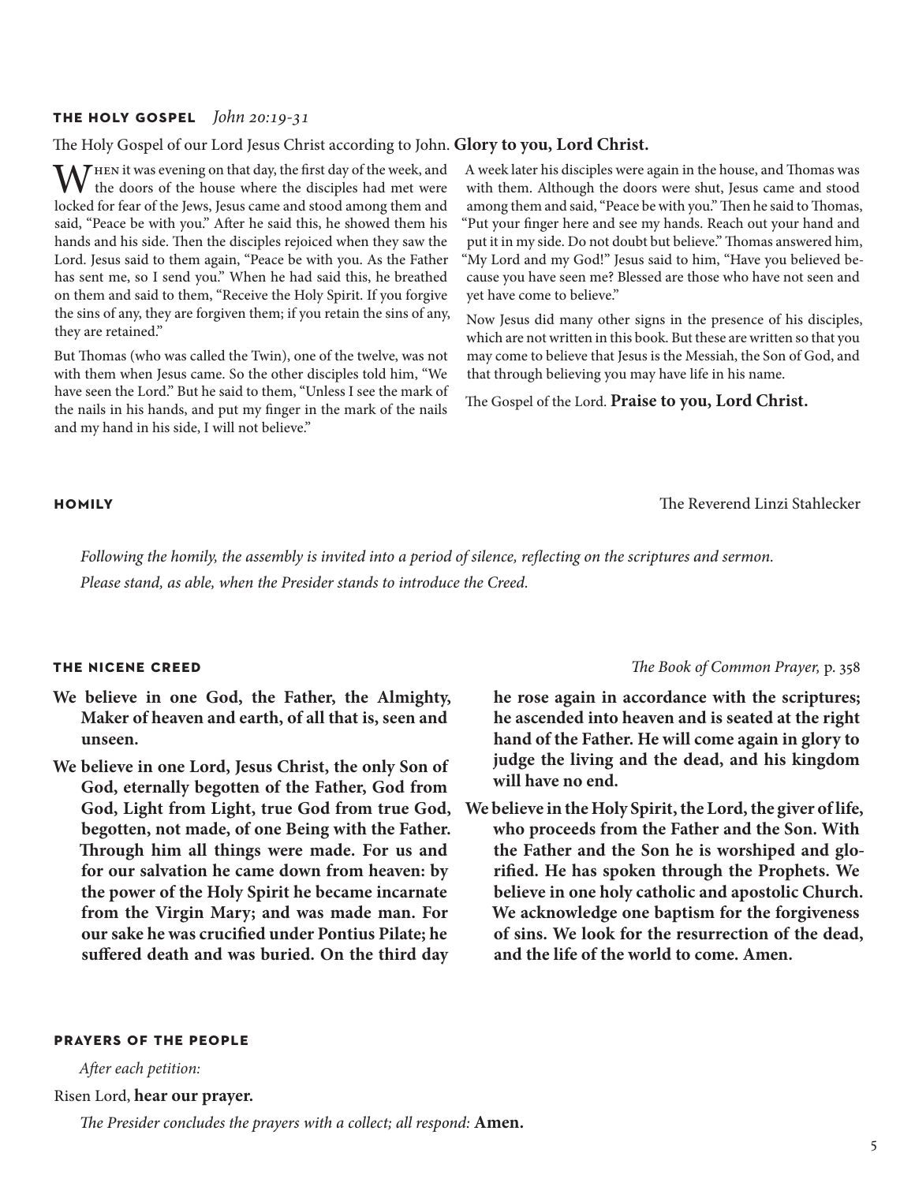## THE HOLY GOSPEL *John 20:19-31*

The Holy Gospel of our Lord Jesus Christ according to John. **Glory to you, Lord Christ.**

When it was evening on that day, the first day of the week, and the doors of the house where the disciples had met were locked for fear of the Jews, Jesus came and stood among them and said, "Peace be with you." After he said this, he showed them his hands and his side. Then the disciples rejoiced when they saw the Lord. Jesus said to them again, "Peace be with you. As the Father has sent me, so I send you." When he had said this, he breathed on them and said to them, "Receive the Holy Spirit. If you forgive the sins of any, they are forgiven them; if you retain the sins of any, they are retained."

But Thomas (who was called the Twin), one of the twelve, was not with them when Jesus came. So the other disciples told him, "We have seen the Lord." But he said to them, "Unless I see the mark of the nails in his hands, and put my finger in the mark of the nails and my hand in his side, I will not believe."

A week later his disciples were again in the house, and Thomas was with them. Although the doors were shut, Jesus came and stood among them and said, "Peace be with you." Then he said to Thomas, "Put your finger here and see my hands. Reach out your hand and put it in my side. Do not doubt but believe." Thomas answered him, "My Lord and my God!" Jesus said to him, "Have you believed because you have seen me? Blessed are those who have not seen and yet have come to believe."

Now Jesus did many other signs in the presence of his disciples, which are not written in this book. But these are written so that you may come to believe that Jesus is the Messiah, the Son of God, and that through believing you may have life in his name.

The Gospel of the Lord. **Praise to you, Lord Christ.**

## HOMILY

The Reverend Linzi Stahlecker

*Following the homily, the assembly is invited into a period of silence, reflecting on the scriptures and sermon.*

*Please stand, as able, when the Presider stands to introduce the Creed.*

## THE NICENE CREED

*The Book of Common Prayer,* p. 358

**We believe in one God, the Father, the Almighty, Maker of heaven and earth, of all that is, seen and unseen.**

**We believe in one Lord, Jesus Christ, the only Son of God, eternally begotten of the Father, God from God, Light from Light, true God from true God, begotten, not made, of one Being with the Father. Through him all things were made. For us and for our salvation he came down from heaven: by the power of the Holy Spirit he became incarnate from the Virgin Mary; and was made man. For our sake he was crucified under Pontius Pilate; he suffered death and was buried. On the third day he rose again in accordance with the scriptures; he ascended into heaven and is seated at the right hand of the Father. He will come again in glory to judge the living and the dead, and his kingdom will have no end.**

**We believe in the Holy Spirit, the Lord, the giver of life, who proceeds from the Father and the Son. With the Father and the Son he is worshiped and glorified. He has spoken through the Prophets. We believe in one holy catholic and apostolic Church. We acknowledge one baptism for the forgiveness of sins. We look for the resurrection of the dead, and the life of the world to come. Amen.**

## PRAYERS OF THE PEOPLE

*After each petition:*

Risen Lord, **hear our prayer.**

*The Presider concludes the prayers with a collect; all respond:* **Amen.**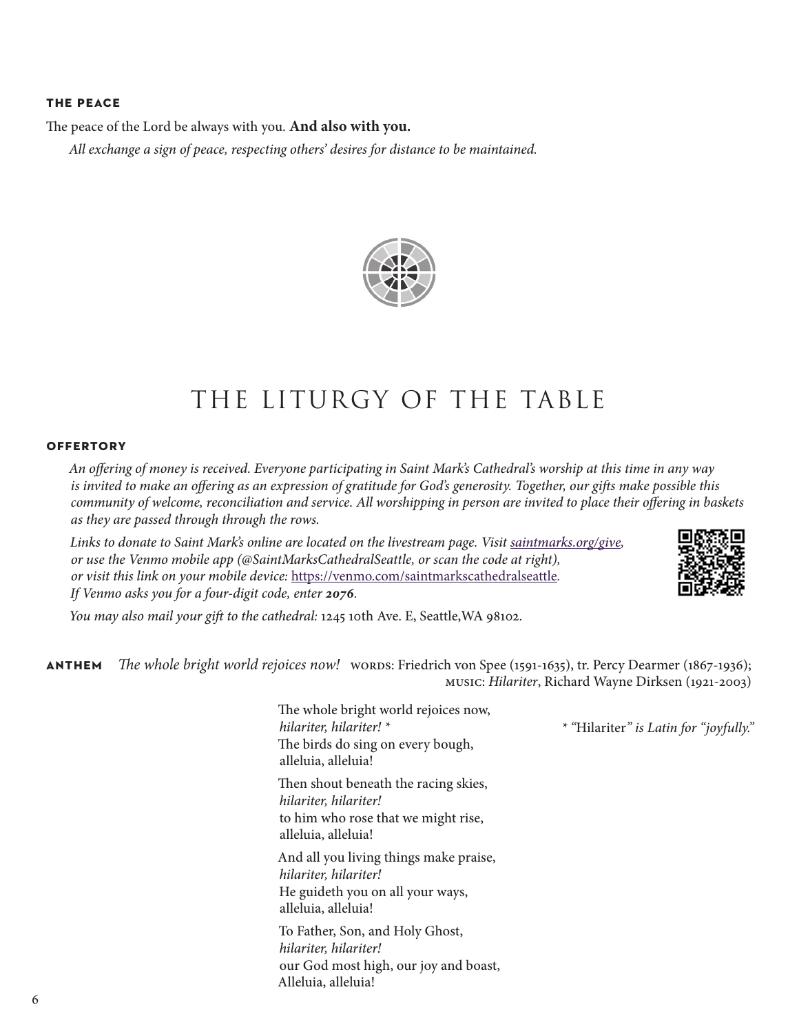### THE PEACE

The peace of the Lord be always with you. **And also with you.**

*All exchange a sign of peace, respecting others' desires for distance to be maintained.*

# THE LITURGY OF THE TABLE

### OFFERTORY

*An offering of money is received. Everyone participating in Saint Mark's Cathedral's worship at this time in any way is invited to make an offering as an expression of gratitude for God's generosity. Together, our gifts make possible this community of welcome, reconciliation and service. All worshipping in person are invited to place their offering in baskets as they are passed through through the rows.*

*Links to donate to Saint Mark's online are located on the livestream page. Visit [saintmarks.org/give](saintmarks.org/give), or use the Venmo mobile app (@SaintMarksCathedralSeattle, or scan the code at right), or visit this link on your mobile device:* https://venmo.com/saintmarkscathedralseattle*.*
*If Venmo asks you for a four-digit code, enter **2076**.*

*You may also mail your gift to the cathedral:* 1245 10th Ave. E, Seattle,WA 98102.

**ANTHEM** *The whole bright world rejoices now!* WORDS: Friedrich von Spee (1591-1635), tr. Percy Dearmer (1867-1936); MUSIC: *Hilariter*, Richard Wayne Dirksen (1921-2003)

The whole bright world rejoices now,
*hilariter, hilariter!* *
The birds do sing on every bough,
alleluia, alleluia!

Then shout beneath the racing skies,
*hilariter, hilariter!*
to him who rose that we might rise,
alleluia, alleluia!

And all you living things make praise,
*hilariter, hilariter!*
He guideth you on all your ways,
alleluia, alleluia!

To Father, Son, and Holy Ghost,
*hilariter, hilariter!*
our God most high, our joy and boast,
Alleluia, alleluia!

* "Hilariter" *is Latin for "joyfully."*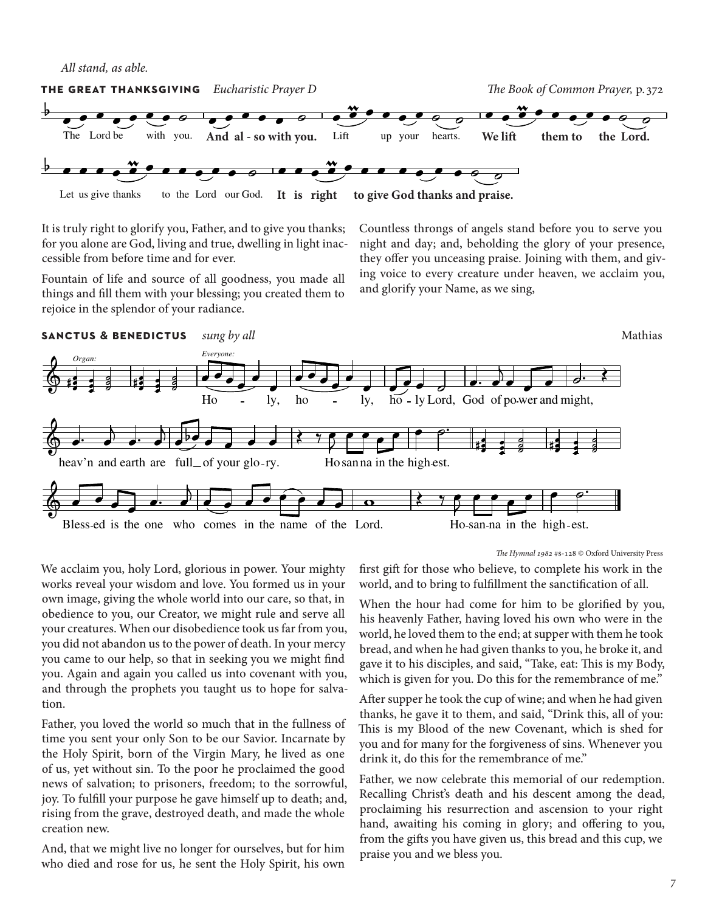*All stand, as able.*

## THE GREAT THANKSGIVING *Eucharistic Prayer D*

*The Book of Common Prayer,* p. 372

The Lord be with you. **And also with you.** Lift up your hearts. **We lift them to the Lord.**

Let us give thanks to the Lord our God. **It is right to give God thanks and praise.**

It is truly right to glorify you, Father, and to give you thanks; for you alone are God, living and true, dwelling in light inaccessible from before time and for ever.

Fountain of life and source of all goodness, you made all things and fill them with your blessing; you created them to rejoice in the splendor of your radiance.

Countless throngs of angels stand before you to serve you night and day; and, beholding the glory of your presence, they offer you unceasing praise. Joining with them, and giving voice to every creature under heaven, we acclaim you, and glorify your Name, as we sing,

## SANCTUS & BENEDICTUS *sung by all*

Mathias

*Organ:* *Everyone:*

Holy, holy, holy Lord, God of power and might, heav'n and earth are full of your glory. Hosanna in the highest.

Blessed is the one who comes in the name of the Lord. Hosanna in the highest.

*The Hymnal 1982* #S-128 © Oxford University Press

We acclaim you, holy Lord, glorious in power. Your mighty works reveal your wisdom and love. You formed us in your own image, giving the whole world into our care, so that, in obedience to you, our Creator, we might rule and serve all your creatures. When our disobedience took us far from you, you did not abandon us to the power of death. In your mercy you came to our help, so that in seeking you we might find you. Again and again you called us into covenant with you, and through the prophets you taught us to hope for salvation.

Father, you loved the world so much that in the fullness of time you sent your only Son to be our Savior. Incarnate by the Holy Spirit, born of the Virgin Mary, he lived as one of us, yet without sin. To the poor he proclaimed the good news of salvation; to prisoners, freedom; to the sorrowful, joy. To fulfill your purpose he gave himself up to death; and, rising from the grave, destroyed death, and made the whole creation new.

And, that we might live no longer for ourselves, but for him who died and rose for us, he sent the Holy Spirit, his own first gift for those who believe, to complete his work in the world, and to bring to fulfillment the sanctification of all.

When the hour had come for him to be glorified by you, his heavenly Father, having loved his own who were in the world, he loved them to the end; at supper with them he took bread, and when he had given thanks to you, he broke it, and gave it to his disciples, and said, "Take, eat: This is my Body, which is given for you. Do this for the remembrance of me."

After supper he took the cup of wine; and when he had given thanks, he gave it to them, and said, "Drink this, all of you: This is my Blood of the new Covenant, which is shed for you and for many for the forgiveness of sins. Whenever you drink it, do this for the remembrance of me."

Father, we now celebrate this memorial of our redemption. Recalling Christ's death and his descent among the dead, proclaiming his resurrection and ascension to your right hand, awaiting his coming in glory; and offering to you, from the gifts you have given us, this bread and this cup, we praise you and we bless you.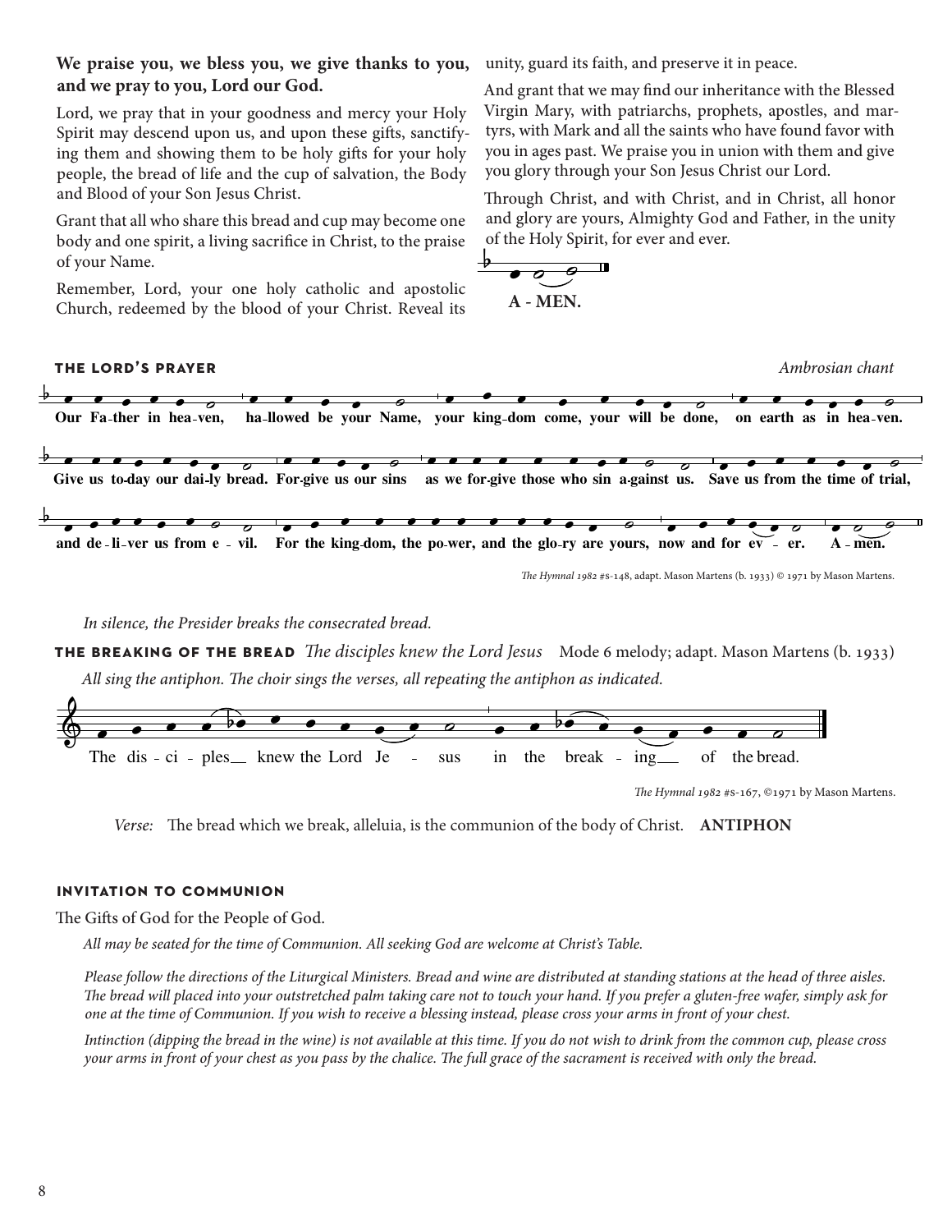**We praise you, we bless you, we give thanks to you, and we pray to you, Lord our God.**

Lord, we pray that in your goodness and mercy your Holy Spirit may descend upon us, and upon these gifts, sanctifying them and showing them to be holy gifts for your holy people, the bread of life and the cup of salvation, the Body and Blood of your Son Jesus Christ.

Grant that all who share this bread and cup may become one body and one spirit, a living sacrifice in Christ, to the praise of your Name.

Remember, Lord, your one holy catholic and apostolic Church, redeemed by the blood of your Christ. Reveal its unity, guard its faith, and preserve it in peace.

And grant that we may find our inheritance with the Blessed Virgin Mary, with patriarchs, prophets, apostles, and martyrs, with Mark and all the saints who have found favor with you in ages past. We praise you in union with them and give you glory through your Son Jesus Christ our Lord.

Through Christ, and with Christ, and in Christ, all honor and glory are yours, Almighty God and Father, in the unity of the Holy Spirit, for ever and ever.

**A - MEN.**

## THE LORD'S PRAYER

*Ambrosian chant*

**Our Fa-ther in hea-ven, ha-llowed be your Name, your king-dom come, your will be done, on earth as in hea-ven.**

**Give us to-day our dai-ly bread. For-give us our sins as we for-give those who sin a-gainst us. Save us from the time of trial,**

**and de-li-ver us from e - vil. For the king-dom, the po-wer, and the glo-ry are yours, now and for ev - er. A - men.**

*The Hymnal 1982* #S-148, adapt. Mason Martens (b. 1933) © 1971 by Mason Martens.

*In silence, the Presider breaks the consecrated bread.*

## THE BREAKING OF THE BREAD *The disciples knew the Lord Jesus* Mode 6 melody; adapt. Mason Martens (b. 1933)

*All sing the antiphon. The choir sings the verses, all repeating the antiphon as indicated.*

The dis - ci - ples knew the Lord Je - sus in the break - ing of the bread.

*The Hymnal 1982* #S-167, ©1971 by Mason Martens.

*Verse:* The bread which we break, alleluia, is the communion of the body of Christ. **ANTIPHON**

## INVITATION TO COMMUNION

The Gifts of God for the People of God.

*All may be seated for the time of Communion. All seeking God are welcome at Christ's Table.*

*Please follow the directions of the Liturgical Ministers. Bread and wine are distributed at standing stations at the head of three aisles. The bread will placed into your outstretched palm taking care not to touch your hand. If you prefer a gluten-free wafer, simply ask for one at the time of Communion. If you wish to receive a blessing instead, please cross your arms in front of your chest.*

*Intinction (dipping the bread in the wine) is not available at this time. If you do not wish to drink from the common cup, please cross your arms in front of your chest as you pass by the chalice. The full grace of the sacrament is received with only the bread.*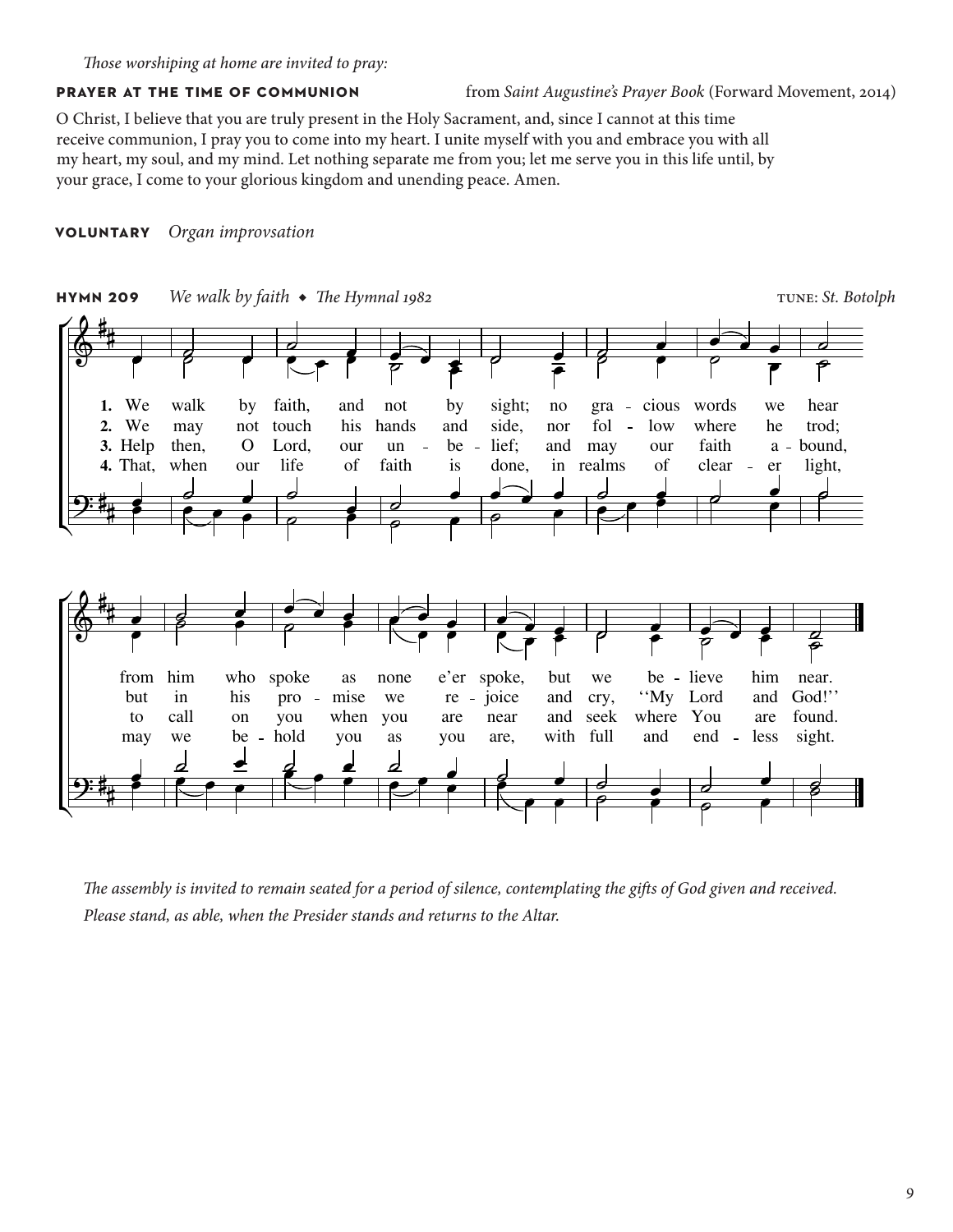*Those worshiping at home are invited to pray:*

**PRAYER AT THE TIME OF COMMUNION** from *Saint Augustine's Prayer Book* (Forward Movement, 2014)

O Christ, I believe that you are truly present in the Holy Sacrament, and, since I cannot at this time receive communion, I pray you to come into my heart. I unite myself with you and embrace you with all my heart, my soul, and my mind. Let nothing separate me from you; let me serve you in this life until, by your grace, I come to your glorious kingdom and unending peace. Amen.

**VOLUNTARY** *Organ improvsation*

**HYMN 209** *We walk by faith* ◆ *The Hymnal 1982* TUNE: *St. Botolph*

1. We walk by faith, and not by sight; no gracious words we hear from him who spoke as none e'er spoke, but we believe him near.
2. We may not touch his hands and side, nor follow where he trod; but in his promise we rejoice and cry, ''My Lord and God!''
3. Help then, O Lord, our unbelief; and may our faith abound, to call on you when you are near and seek where You are found.
4. That, when our life of faith is done, in realms of clearer light, may we behold you as you are, with full and endless sight.

*The assembly is invited to remain seated for a period of silence, contemplating the gifts of God given and received. Please stand, as able, when the Presider stands and returns to the Altar.*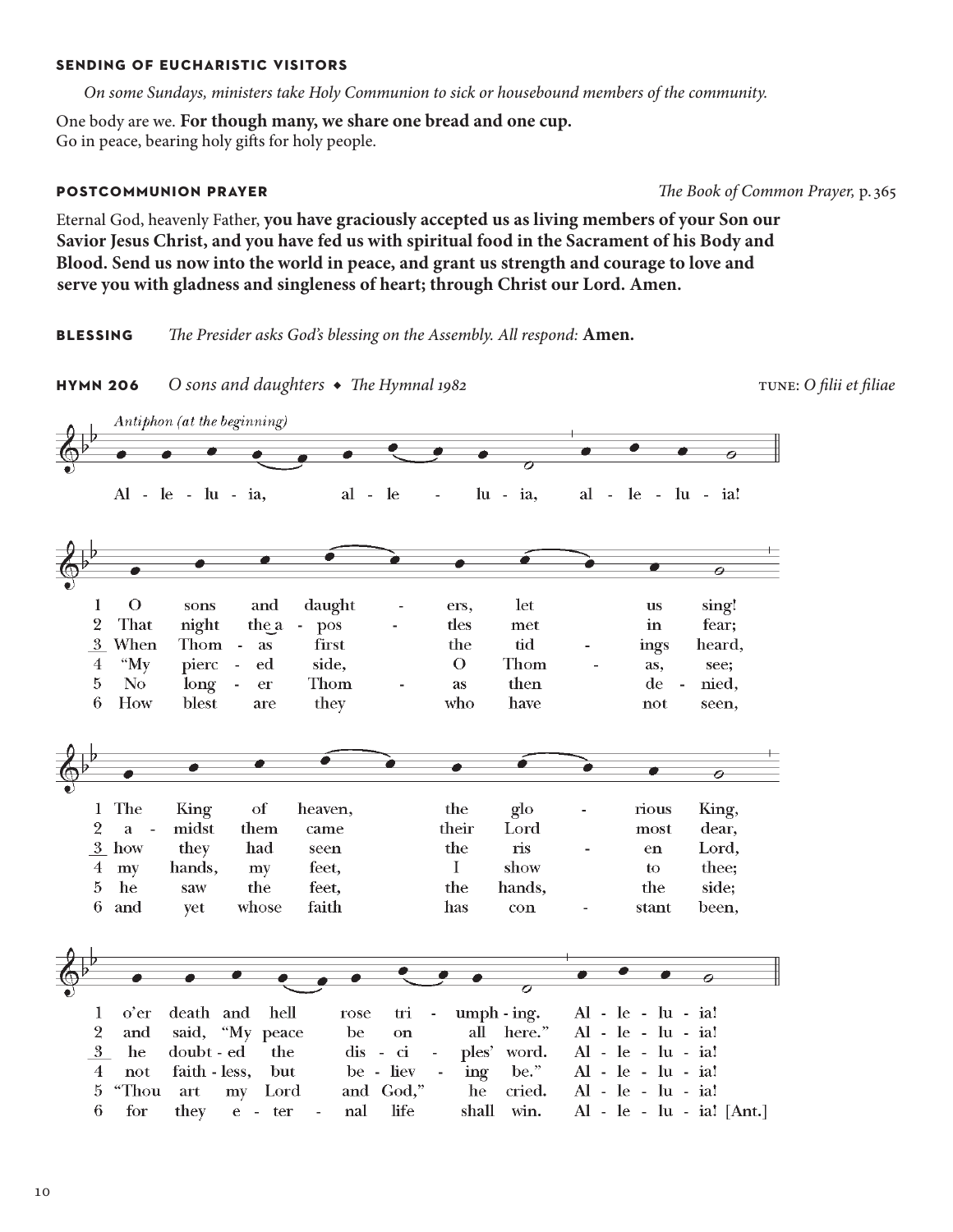#### SENDING OF EUCHARISTIC VISITORS

*On some Sundays, ministers take Holy Communion to sick or housebound members of the community.*

One body are we. **For though many, we share one bread and one cup.**
Go in peace, bearing holy gifts for holy people.

#### POSTCOMMUNION PRAYER

*The Book of Common Prayer,* p. 365

Eternal God, heavenly Father, **you have graciously accepted us as living members of your Son our Savior Jesus Christ, and you have fed us with spiritual food in the Sacrament of his Body and Blood. Send us now into the world in peace, and grant us strength and courage to love and serve you with gladness and singleness of heart; through Christ our Lord. Amen.**

**BLESSING** *The Presider asks God's blessing on the Assembly. All respond:* **Amen.**

**HYMN 206** *O sons and daughters* ◆ *The Hymnal 1982* TUNE: *O filii et filiae*

*Antiphon (at the beginning)*

Al - le - lu - ia, al - le - lu - ia, al - le - lu - ia!

1 O sons and daughters, let us sing!
The King of heaven, the glorious King,
o'er death and hell rose triumphing.
Alleluia!

2 That night the apostles met in fear;
amidst them came their Lord most dear,
and said, "My peace be on all here."
Alleluia!

3 When Thomas first the tidings heard,
how they had seen the risen Lord,
he doubted the disciples' word.
Alleluia!

4 "My pierced side, O Thomas, see;
my hands, my feet, I show to thee;
not faithless, but believing be."
Alleluia!

5 No longer Thomas then denied,
he saw the feet, the hands, the side;
"Thou art my Lord and God," he cried.
Alleluia!

6 How blest are they who have not seen,
and yet whose faith has constant been,
for they eternal life shall win.
Alleluia! [Ant.]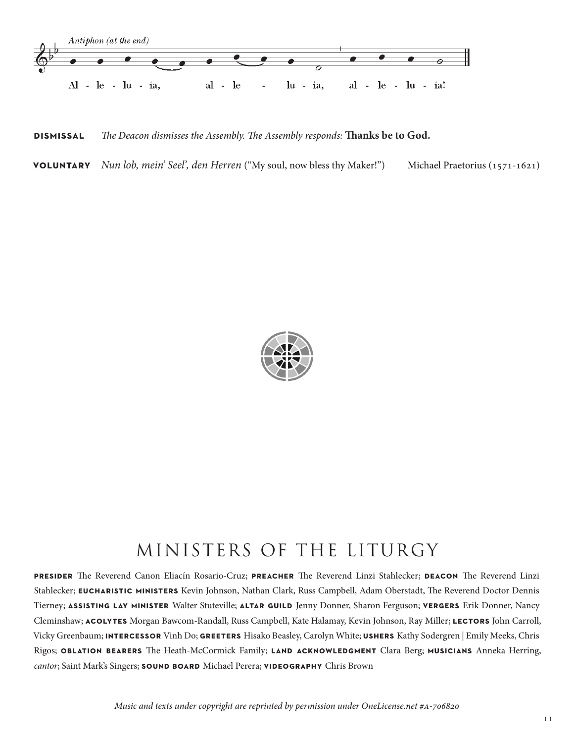*Antiphon (at the end)*

Al - le - lu - ia, al - le - lu - ia, al - le - lu - ia!

**DISMISSAL** *The Deacon dismisses the Assembly. The Assembly responds:* **Thanks be to God.**

**VOLUNTARY** *Nun lob, mein' Seel', den Herren* ("My soul, now bless thy Maker!") Michael Praetorius (1571-1621)

# MINISTERS OF THE LITURGY

**PRESIDER** The Reverend Canon Eliacín Rosario-Cruz; **PREACHER** The Reverend Linzi Stahlecker; **DEACON** The Reverend Linzi Stahlecker; **EUCHARISTIC MINISTERS** Kevin Johnson, Nathan Clark, Russ Campbell, Adam Oberstadt, The Reverend Doctor Dennis Tierney; **ASSISTING LAY MINISTER** Walter Stuteville; **ALTAR GUILD** Jenny Donner, Sharon Ferguson; **VERGERS** Erik Donner, Nancy Cleminshaw; **ACOLYTES** Morgan Bawcom-Randall, Russ Campbell, Kate Halamay, Kevin Johnson, Ray Miller; **LECTORS** John Carroll, Vicky Greenbaum; **INTERCESSOR** Vinh Do; **GREETERS** Hisako Beasley, Carolyn White; **USHERS** Kathy Sodergren | Emily Meeks, Chris Rigos; **OBLATION BEARERS** The Heath-McCormick Family; **LAND ACKNOWLEDGMENT** Clara Berg; **MUSICIANS** Anneka Herring, *cantor*; Saint Mark's Singers; **SOUND BOARD** Michael Perera; **VIDEOGRAPHY** Chris Brown

*Music and texts under copyright are reprinted by permission under OneLicense.net #A-706820*